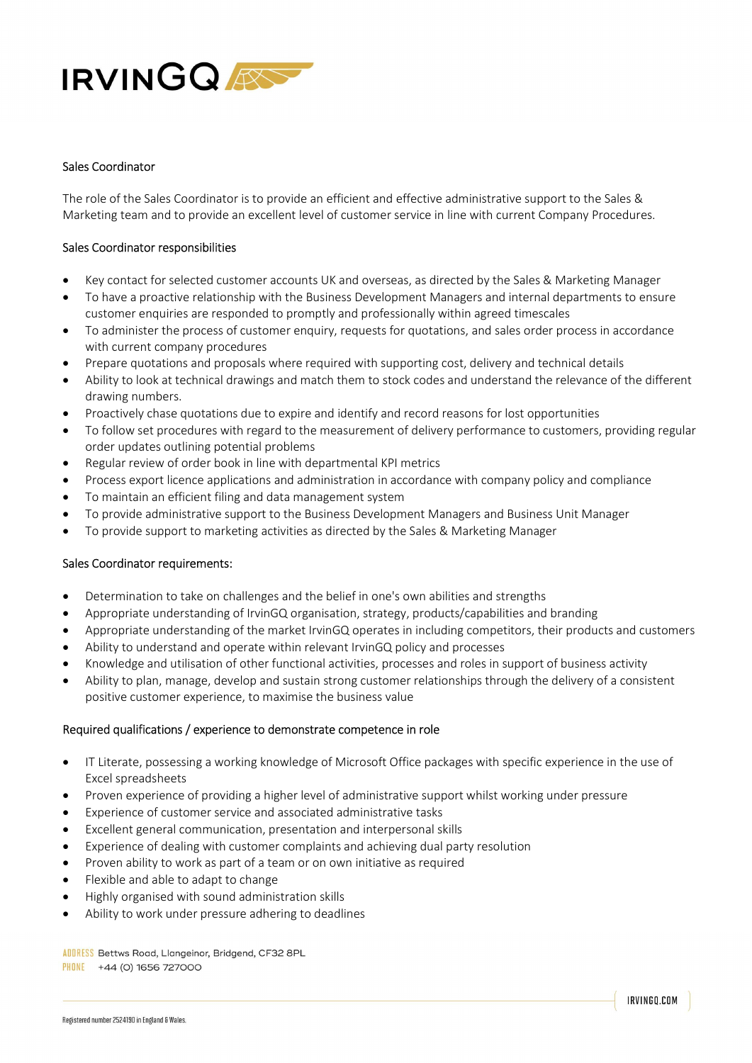## Sales Coordinator

The role of the Sales Coordinator is to provide an efficient and effective administrative support to the Sales & Marketing team and to provide an excellent level of customer service in line with current Company Procedures.

### Sales Coordinator responsibilities

- Key contact for selected customer accounts UK and overseas, as directed by the Sales & Marketing Manager
- To have a proactive relationship with the Business Development Managers and internal departments to ensure customer enquiries are responded to promptly and professionally within agreed timescales
- To administer the process of customer enquiry, requests for quotations, and sales order process in accordance with current company procedures
- Prepare quotations and proposals where required with supporting cost, delivery and technical details
- Ability to look at technical drawings and match them to stock codes and understand the relevance of the different drawing numbers.
- Proactively chase quotations due to expire and identify and record reasons for lost opportunities
- To follow set procedures with regard to the measurement of delivery performance to customers, providing regular order updates outlining potential problems
- Regular review of order book in line with departmental KPI metrics
- Process export licence applications and administration in accordance with company policy and compliance
- To maintain an efficient filing and data management system
- To provide administrative support to the Business Development Managers and Business Unit Manager
- To provide support to marketing activities as directed by the Sales & Marketing Manager

### Sales Coordinator requirements:

- Determination to take on challenges and the belief in one's own abilities and strengths
- Appropriate understanding of IrvinGQ organisation, strategy, products/capabilities and branding
- Appropriate understanding of the market IrvinGQ operates in including competitors, their products and customers
- Ability to understand and operate within relevant IrvinGQ policy and processes
- Knowledge and utilisation of other functional activities, processes and roles in support of business activity
- Ability to plan, manage, develop and sustain strong customer relationships through the delivery of a consistent positive customer experience, to maximise the business value

### Required qualifications / experience to demonstrate competence in role

- IT Literate, possessing a working knowledge of Microsoft Office packages with specific experience in the use of Excel spreadsheets
- Proven experience of providing a higher level of administrative support whilst working under pressure
- Experience of customer service and associated administrative tasks
- Excellent general communication, presentation and interpersonal skills
- Experience of dealing with customer complaints and achieving dual party resolution
- Proven ability to work as part of a team or on own initiative as required
- Flexible and able to adapt to change
- Highly organised with sound administration skills
- Ability to work under pressure adhering to deadlines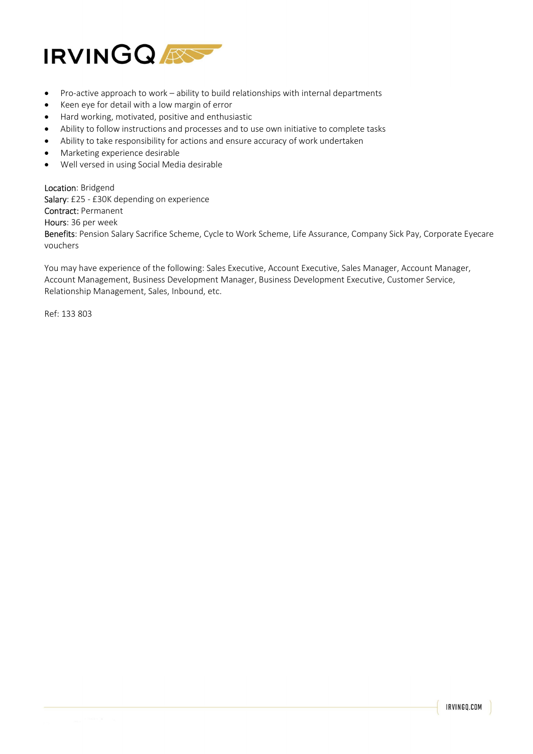- Pro-active approach to work – ability to build relationships with internal departments
- Keen eye for detail with a low margin of error
- Hard working, motivated, positive and enthusiastic
- Ability to follow instructions and processes and to use own initiative to complete tasks
- Ability to take responsibility for actions and ensure accuracy of work undertaken
- Marketing experience desirable
- Well versed in using Social Media desirable

Location: Bridgend
Salary: £25 - £30K depending on experience
Contract: Permanent
Hours: 36 per week
Benefits: Pension Salary Sacrifice Scheme, Cycle to Work Scheme, Life Assurance, Company Sick Pay, Corporate Eyecare vouchers

You may have experience of the following: Sales Executive, Account Executive, Sales Manager, Account Manager, Account Management, Business Development Manager, Business Development Executive, Customer Service, Relationship Management, Sales, Inbound, etc.

Ref: 133 803